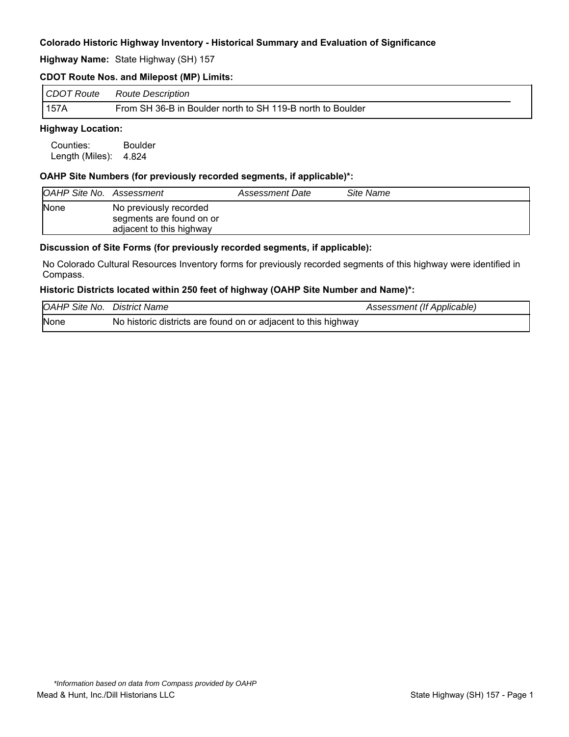**Colorado Historic Highway Inventory - Historical Summary and Evaluation of Significance**

**Highway Name:** State Highway (SH) 157

**CDOT Route Nos. and Milepost (MP) Limits:**

| *CDOT Route* | *Route Description* |
|---|---|
| 157A | From SH 36-B in Boulder north to SH 119-B north to Boulder |

**Highway Location:**

Counties: Boulder
Length (Miles): 4.824

**OAHP Site Numbers (for previously recorded segments, if applicable)*:**

| *OAHP Site No.* | *Assessment* | *Assessment Date* | *Site Name* |
|---|---|---|---|
| None | No previously recorded segments are found on or adjacent to this highway | | |

**Discussion of Site Forms (for previously recorded segments, if applicable):**

No Colorado Cultural Resources Inventory forms for previously recorded segments of this highway were identified in Compass.

**Historic Districts located within 250 feet of highway (OAHP Site Number and Name)*:**

| *OAHP Site No.* | *District Name* | *Assessment (If Applicable)* |
|---|---|---|
| None | No historic districts are found on or adjacent to this highway | |

*\*Information based on data from Compass provided by OAHP*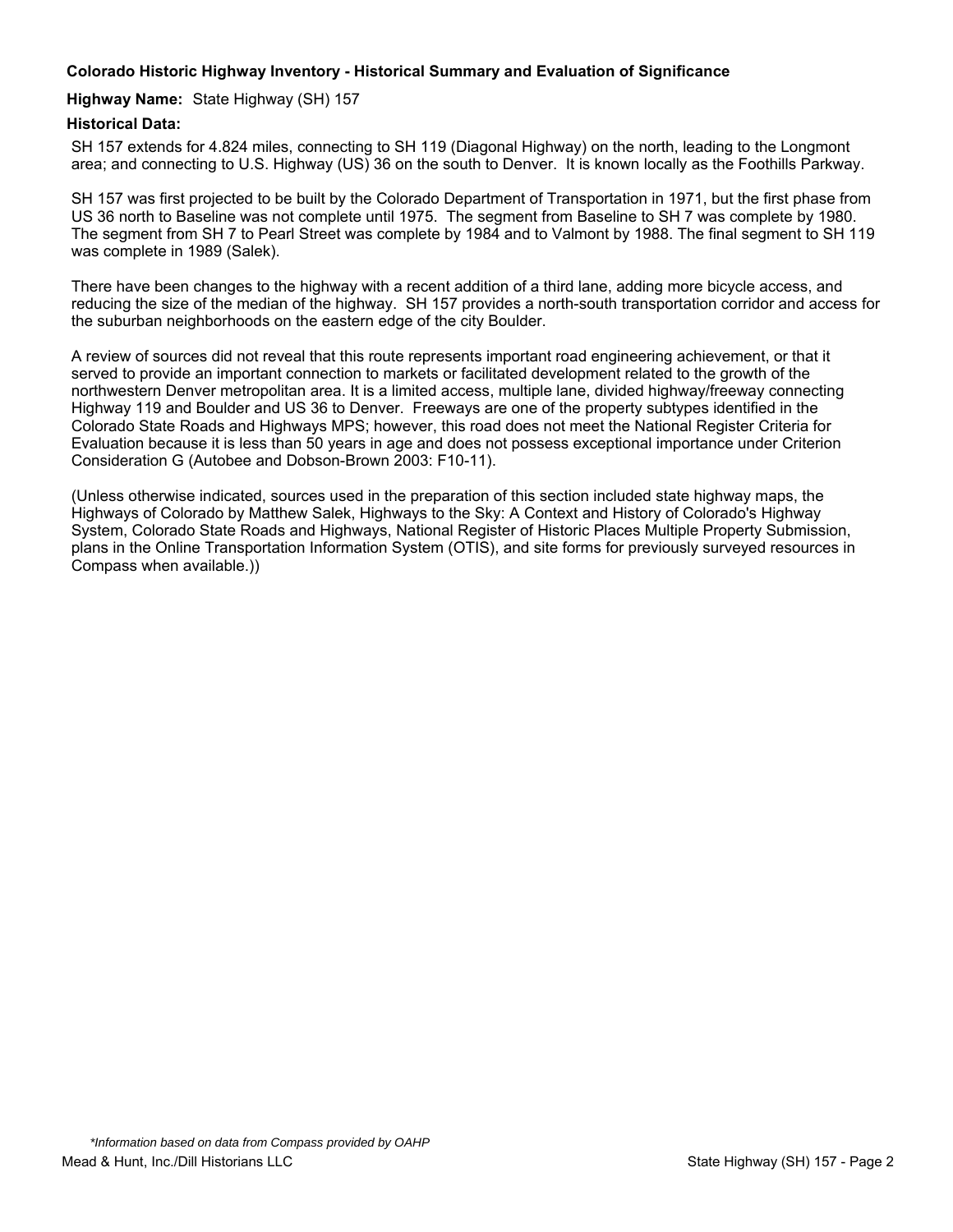**Colorado Historic Highway Inventory - Historical Summary and Evaluation of Significance**

**Highway Name:** State Highway (SH) 157

**Historical Data:**

SH 157 extends for 4.824 miles, connecting to SH 119 (Diagonal Highway) on the north, leading to the Longmont area; and connecting to U.S. Highway (US) 36 on the south to Denver. It is known locally as the Foothills Parkway.

SH 157 was first projected to be built by the Colorado Department of Transportation in 1971, but the first phase from US 36 north to Baseline was not complete until 1975. The segment from Baseline to SH 7 was complete by 1980. The segment from SH 7 to Pearl Street was complete by 1984 and to Valmont by 1988. The final segment to SH 119 was complete in 1989 (Salek).

There have been changes to the highway with a recent addition of a third lane, adding more bicycle access, and reducing the size of the median of the highway. SH 157 provides a north-south transportation corridor and access for the suburban neighborhoods on the eastern edge of the city Boulder.

A review of sources did not reveal that this route represents important road engineering achievement, or that it served to provide an important connection to markets or facilitated development related to the growth of the northwestern Denver metropolitan area. It is a limited access, multiple lane, divided highway/freeway connecting Highway 119 and Boulder and US 36 to Denver. Freeways are one of the property subtypes identified in the Colorado State Roads and Highways MPS; however, this road does not meet the National Register Criteria for Evaluation because it is less than 50 years in age and does not possess exceptional importance under Criterion Consideration G (Autobee and Dobson-Brown 2003: F10-11).

(Unless otherwise indicated, sources used in the preparation of this section included state highway maps, the Highways of Colorado by Matthew Salek, Highways to the Sky: A Context and History of Colorado's Highway System, Colorado State Roads and Highways, National Register of Historic Places Multiple Property Submission, plans in the Online Transportation Information System (OTIS), and site forms for previously surveyed resources in Compass when available.))

*\*Information based on data from Compass provided by OAHP*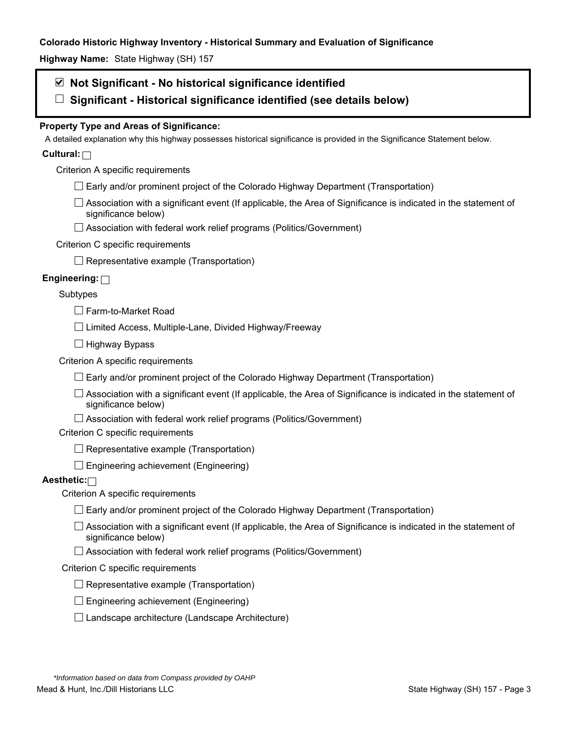**Colorado Historic Highway Inventory - Historical Summary and Evaluation of Significance**

**Highway Name:** State Highway (SH) 157

☑ **Not Significant - No historical significance identified**

☐ **Significant - Historical significance identified (see details below)**

**Property Type and Areas of Significance:**

A detailed explanation why this highway possesses historical significance is provided in the Significance Statement below.

**Cultural:** ☐

Criterion A specific requirements

- ☐ Early and/or prominent project of the Colorado Highway Department (Transportation)
- ☐ Association with a significant event (If applicable, the Area of Significance is indicated in the statement of significance below)
- ☐ Association with federal work relief programs (Politics/Government)

Criterion C specific requirements

- ☐ Representative example (Transportation)

**Engineering:** ☐

Subtypes

- ☐ Farm-to-Market Road
- ☐ Limited Access, Multiple-Lane, Divided Highway/Freeway
- ☐ Highway Bypass

Criterion A specific requirements

- ☐ Early and/or prominent project of the Colorado Highway Department (Transportation)
- ☐ Association with a significant event (If applicable, the Area of Significance is indicated in the statement of significance below)
- ☐ Association with federal work relief programs (Politics/Government)

Criterion C specific requirements

- ☐ Representative example (Transportation)
- ☐ Engineering achievement (Engineering)

**Aesthetic:** ☐

Criterion A specific requirements

- ☐ Early and/or prominent project of the Colorado Highway Department (Transportation)
- ☐ Association with a significant event (If applicable, the Area of Significance is indicated in the statement of significance below)
- ☐ Association with federal work relief programs (Politics/Government)

Criterion C specific requirements

- ☐ Representative example (Transportation)
- ☐ Engineering achievement (Engineering)
- ☐ Landscape architecture (Landscape Architecture)

*\*Information based on data from Compass provided by OAHP*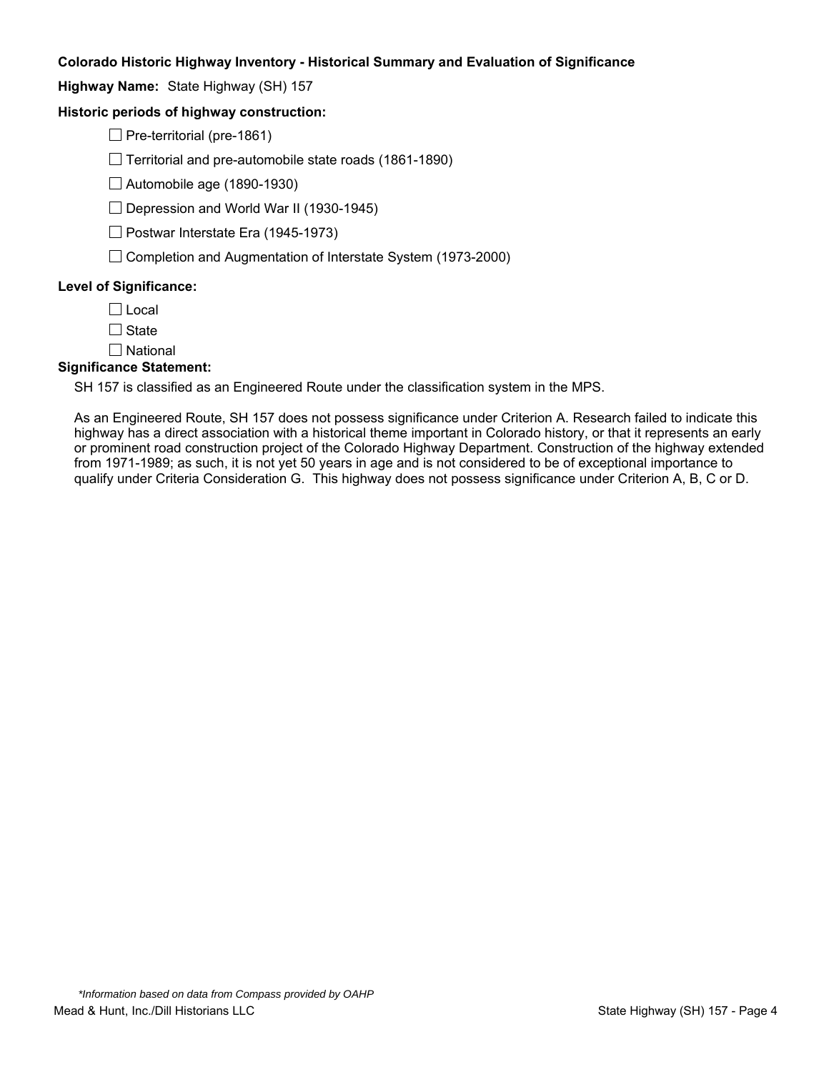**Colorado Historic Highway Inventory - Historical Summary and Evaluation of Significance**

**Highway Name:** State Highway (SH) 157

**Historic periods of highway construction:**

- ☐ Pre-territorial (pre-1861)
- ☐ Territorial and pre-automobile state roads (1861-1890)
- ☐ Automobile age (1890-1930)
- ☐ Depression and World War II (1930-1945)
- ☐ Postwar Interstate Era (1945-1973)
- ☐ Completion and Augmentation of Interstate System (1973-2000)

**Level of Significance:**

- ☐ Local
- ☐ State
- ☐ National

**Significance Statement:**

SH 157 is classified as an Engineered Route under the classification system in the MPS.

As an Engineered Route, SH 157 does not possess significance under Criterion A. Research failed to indicate this highway has a direct association with a historical theme important in Colorado history, or that it represents an early or prominent road construction project of the Colorado Highway Department. Construction of the highway extended from 1971-1989; as such, it is not yet 50 years in age and is not considered to be of exceptional importance to qualify under Criteria Consideration G. This highway does not possess significance under Criterion A, B, C or D.

*\*Information based on data from Compass provided by OAHP*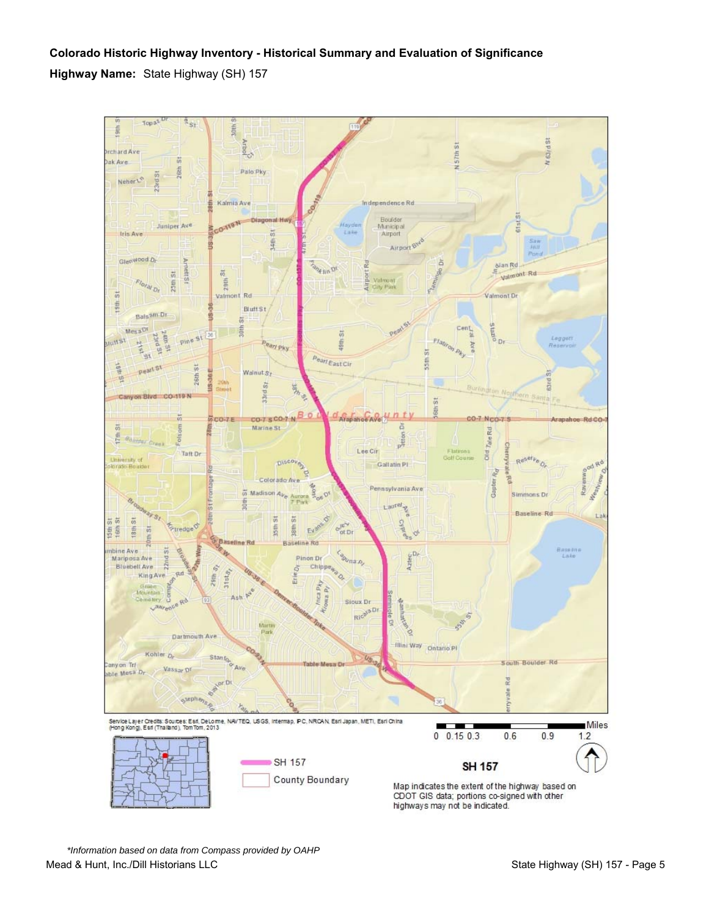Service Layer Credits: Sources: Esri, DeLorme, NAVTEQ, USGS, Intermap, iPC, NRCAN, Esri Japan, METI, Esri China (Hong Kong), Esri (Thailand), TomTom, 2013

0 0.15 0.3 0.6 0.9 1.2
Miles

SH 157

County Boundary

SH 157

Map indicates the extent of the highway based on CDOT GIS data; portions co-signed with other highways may not be indicated.